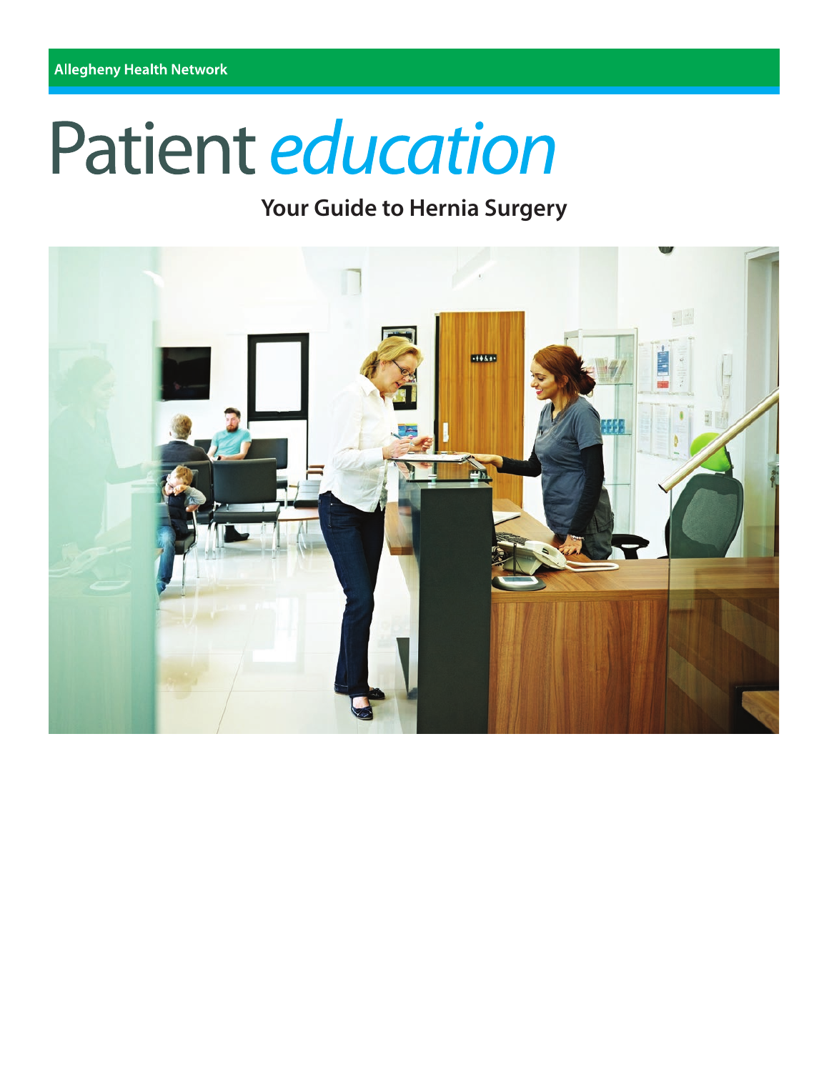Allegheny Health Network

# Patient *education*

## Your Guide to Hernia Surgery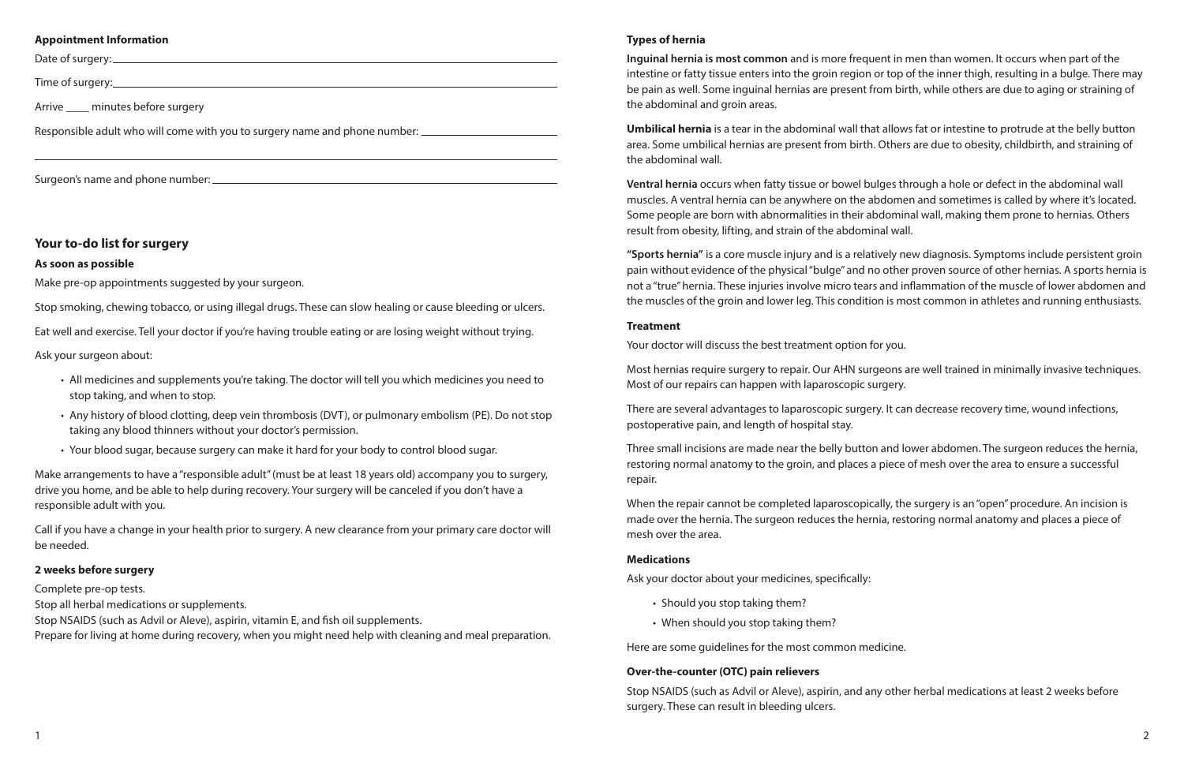**Appointment Information**

Date of surgery: ______________________________

Time of surgery: ______________________________

Arrive _____ minutes before surgery

Responsible adult who will come with you to surgery name and phone number: ______________________________

______________________________

Surgeon's name and phone number: ______________________________

## Your to-do list for surgery

**As soon as possible**

Make pre-op appointments suggested by your surgeon.

Stop smoking, chewing tobacco, or using illegal drugs. These can slow healing or cause bleeding or ulcers.

Eat well and exercise. Tell your doctor if you're having trouble eating or are losing weight without trying.

Ask your surgeon about:

- All medicines and supplements you're taking. The doctor will tell you which medicines you need to stop taking, and when to stop.
- Any history of blood clotting, deep vein thrombosis (DVT), or pulmonary embolism (PE). Do not stop taking any blood thinners without your doctor's permission.
- Your blood sugar, because surgery can make it hard for your body to control blood sugar.

Make arrangements to have a "responsible adult" (must be at least 18 years old) accompany you to surgery, drive you home, and be able to help during recovery. Your surgery will be canceled if you don't have a responsible adult with you.

Call if you have a change in your health prior to surgery. A new clearance from your primary care doctor will be needed.

**2 weeks before surgery**

Complete pre-op tests.
Stop all herbal medications or supplements.
Stop NSAIDS (such as Advil or Aleve), aspirin, vitamin E, and fish oil supplements.
Prepare for living at home during recovery, when you might need help with cleaning and meal preparation.

**Types of hernia**

**Inguinal hernia is most common** and is more frequent in men than women. It occurs when part of the intestine or fatty tissue enters into the groin region or top of the inner thigh, resulting in a bulge. There may be pain as well. Some inguinal hernias are present from birth, while others are due to aging or straining of the abdominal and groin areas.

**Umbilical hernia** is a tear in the abdominal wall that allows fat or intestine to protrude at the belly button area. Some umbilical hernias are present from birth. Others are due to obesity, childbirth, and straining of the abdominal wall.

**Ventral hernia** occurs when fatty tissue or bowel bulges through a hole or defect in the abdominal wall muscles. A ventral hernia can be anywhere on the abdomen and sometimes is called by where it's located. Some people are born with abnormalities in their abdominal wall, making them prone to hernias. Others result from obesity, lifting, and strain of the abdominal wall.

**"Sports hernia"** is a core muscle injury and is a relatively new diagnosis. Symptoms include persistent groin pain without evidence of the physical "bulge" and no other proven source of other hernias. A sports hernia is not a "true" hernia. These injuries involve micro tears and inflammation of the muscle of lower abdomen and the muscles of the groin and lower leg. This condition is most common in athletes and running enthusiasts.

**Treatment**

Your doctor will discuss the best treatment option for you.

Most hernias require surgery to repair. Our AHN surgeons are well trained in minimally invasive techniques. Most of our repairs can happen with laparoscopic surgery.

There are several advantages to laparoscopic surgery. It can decrease recovery time, wound infections, postoperative pain, and length of hospital stay.

Three small incisions are made near the belly button and lower abdomen. The surgeon reduces the hernia, restoring normal anatomy to the groin, and places a piece of mesh over the area to ensure a successful repair.

When the repair cannot be completed laparoscopically, the surgery is an "open" procedure. An incision is made over the hernia. The surgeon reduces the hernia, restoring normal anatomy and places a piece of mesh over the area.

**Medications**

Ask your doctor about your medicines, specifically:

- Should you stop taking them?
- When should you stop taking them?

Here are some guidelines for the most common medicine.

**Over-the-counter (OTC) pain relievers**

Stop NSAIDS (such as Advil or Aleve), aspirin, and any other herbal medications at least 2 weeks before surgery. These can result in bleeding ulcers.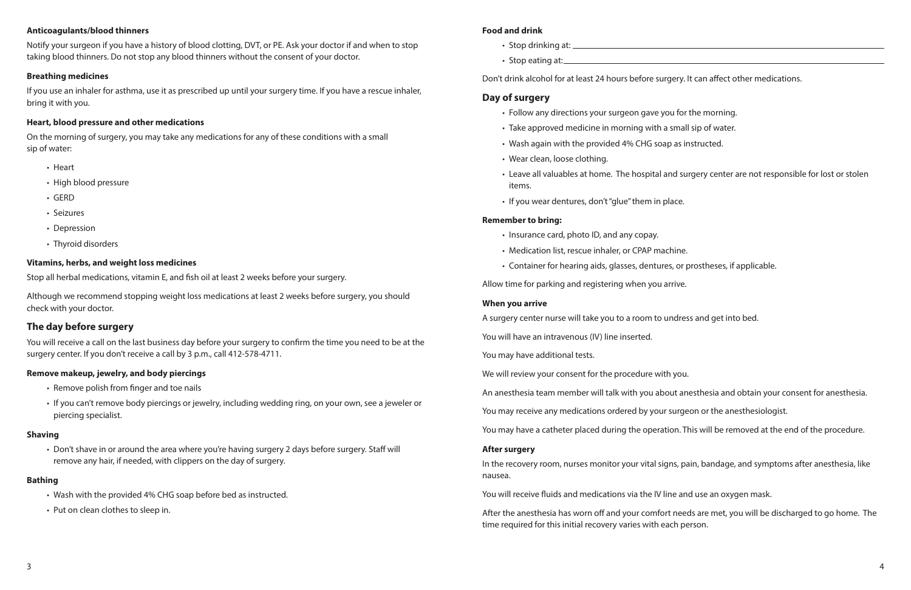**Anticoagulants/blood thinners**

Notify your surgeon if you have a history of blood clotting, DVT, or PE. Ask your doctor if and when to stop taking blood thinners. Do not stop any blood thinners without the consent of your doctor.

**Breathing medicines**

If you use an inhaler for asthma, use it as prescribed up until your surgery time. If you have a rescue inhaler, bring it with you.

**Heart, blood pressure and other medications**

On the morning of surgery, you may take any medications for any of these conditions with a small sip of water:

- Heart
- High blood pressure
- GERD
- Seizures
- Depression
- Thyroid disorders

**Vitamins, herbs, and weight loss medicines**

Stop all herbal medications, vitamin E, and fish oil at least 2 weeks before your surgery.

Although we recommend stopping weight loss medications at least 2 weeks before surgery, you should check with your doctor.

## The day before surgery

You will receive a call on the last business day before your surgery to confirm the time you need to be at the surgery center. If you don't receive a call by 3 p.m., call 412-578-4711.

**Remove makeup, jewelry, and body piercings**

- Remove polish from finger and toe nails
- If you can't remove body piercings or jewelry, including wedding ring, on your own, see a jeweler or piercing specialist.

**Shaving**

- Don't shave in or around the area where you're having surgery 2 days before surgery. Staff will remove any hair, if needed, with clippers on the day of surgery.

**Bathing**

- Wash with the provided 4% CHG soap before bed as instructed.
- Put on clean clothes to sleep in.

**Food and drink**

- Stop drinking at: ______________________________
- Stop eating at: ______________________________

Don't drink alcohol for at least 24 hours before surgery. It can affect other medications.

## Day of surgery

- Follow any directions your surgeon gave you for the morning.
- Take approved medicine in morning with a small sip of water.
- Wash again with the provided 4% CHG soap as instructed.
- Wear clean, loose clothing.
- Leave all valuables at home. The hospital and surgery center are not responsible for lost or stolen items.
- If you wear dentures, don't "glue" them in place.

**Remember to bring:**

- Insurance card, photo ID, and any copay.
- Medication list, rescue inhaler, or CPAP machine.
- Container for hearing aids, glasses, dentures, or prostheses, if applicable.

Allow time for parking and registering when you arrive.

**When you arrive**

A surgery center nurse will take you to a room to undress and get into bed.

You will have an intravenous (IV) line inserted.

You may have additional tests.

We will review your consent for the procedure with you.

An anesthesia team member will talk with you about anesthesia and obtain your consent for anesthesia.

You may receive any medications ordered by your surgeon or the anesthesiologist.

You may have a catheter placed during the operation. This will be removed at the end of the procedure.

**After surgery**

In the recovery room, nurses monitor your vital signs, pain, bandage, and symptoms after anesthesia, like nausea.

You will receive fluids and medications via the IV line and use an oxygen mask.

After the anesthesia has worn off and your comfort needs are met, you will be discharged to go home. The time required for this initial recovery varies with each person.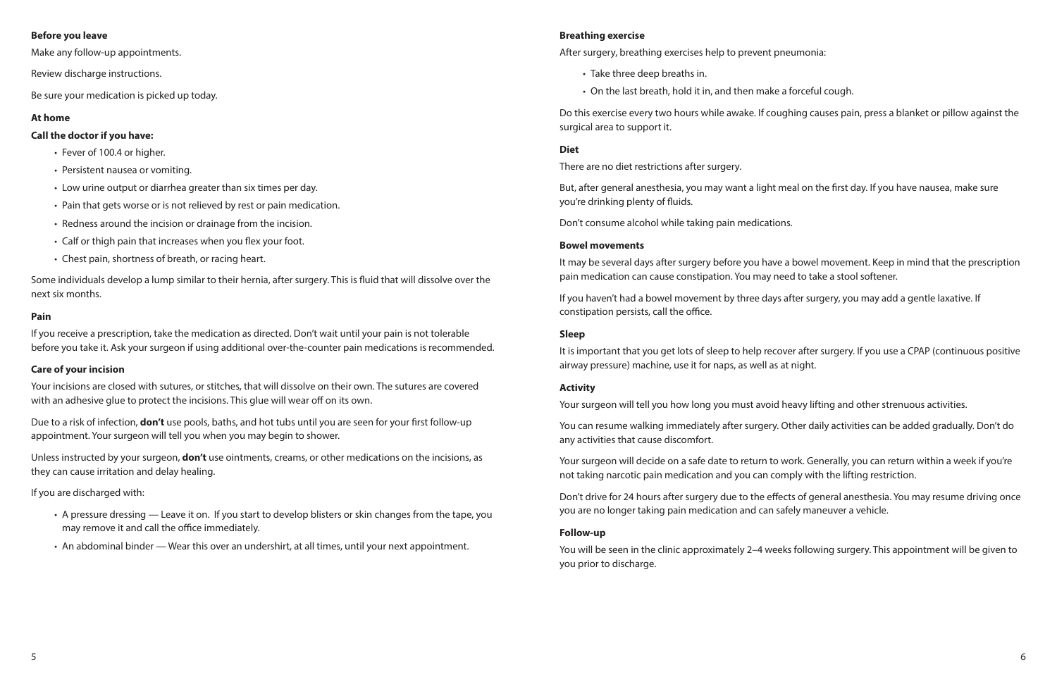**Before you leave**

Make any follow-up appointments.

Review discharge instructions.

Be sure your medication is picked up today.

**At home**

**Call the doctor if you have:**

- Fever of 100.4 or higher.
- Persistent nausea or vomiting.
- Low urine output or diarrhea greater than six times per day.
- Pain that gets worse or is not relieved by rest or pain medication.
- Redness around the incision or drainage from the incision.
- Calf or thigh pain that increases when you flex your foot.
- Chest pain, shortness of breath, or racing heart.

Some individuals develop a lump similar to their hernia, after surgery. This is fluid that will dissolve over the next six months.

**Pain**

If you receive a prescription, take the medication as directed. Don't wait until your pain is not tolerable before you take it. Ask your surgeon if using additional over-the-counter pain medications is recommended.

**Care of your incision**

Your incisions are closed with sutures, or stitches, that will dissolve on their own. The sutures are covered with an adhesive glue to protect the incisions. This glue will wear off on its own.

Due to a risk of infection, **don't** use pools, baths, and hot tubs until you are seen for your first follow-up appointment. Your surgeon will tell you when you may begin to shower.

Unless instructed by your surgeon, **don't** use ointments, creams, or other medications on the incisions, as they can cause irritation and delay healing.

If you are discharged with:

- A pressure dressing — Leave it on. If you start to develop blisters or skin changes from the tape, you may remove it and call the office immediately.
- An abdominal binder — Wear this over an undershirt, at all times, until your next appointment.

**Breathing exercise**

After surgery, breathing exercises help to prevent pneumonia:

- Take three deep breaths in.
- On the last breath, hold it in, and then make a forceful cough.

Do this exercise every two hours while awake. If coughing causes pain, press a blanket or pillow against the surgical area to support it.

**Diet**

There are no diet restrictions after surgery.

But, after general anesthesia, you may want a light meal on the first day. If you have nausea, make sure you're drinking plenty of fluids.

Don't consume alcohol while taking pain medications.

**Bowel movements**

It may be several days after surgery before you have a bowel movement. Keep in mind that the prescription pain medication can cause constipation. You may need to take a stool softener.

If you haven't had a bowel movement by three days after surgery, you may add a gentle laxative. If constipation persists, call the office.

**Sleep**

It is important that you get lots of sleep to help recover after surgery. If you use a CPAP (continuous positive airway pressure) machine, use it for naps, as well as at night.

**Activity**

Your surgeon will tell you how long you must avoid heavy lifting and other strenuous activities.

You can resume walking immediately after surgery. Other daily activities can be added gradually. Don't do any activities that cause discomfort.

Your surgeon will decide on a safe date to return to work. Generally, you can return within a week if you're not taking narcotic pain medication and you can comply with the lifting restriction.

Don't drive for 24 hours after surgery due to the effects of general anesthesia. You may resume driving once you are no longer taking pain medication and can safely maneuver a vehicle.

**Follow-up**

You will be seen in the clinic approximately 2–4 weeks following surgery. This appointment will be given to you prior to discharge.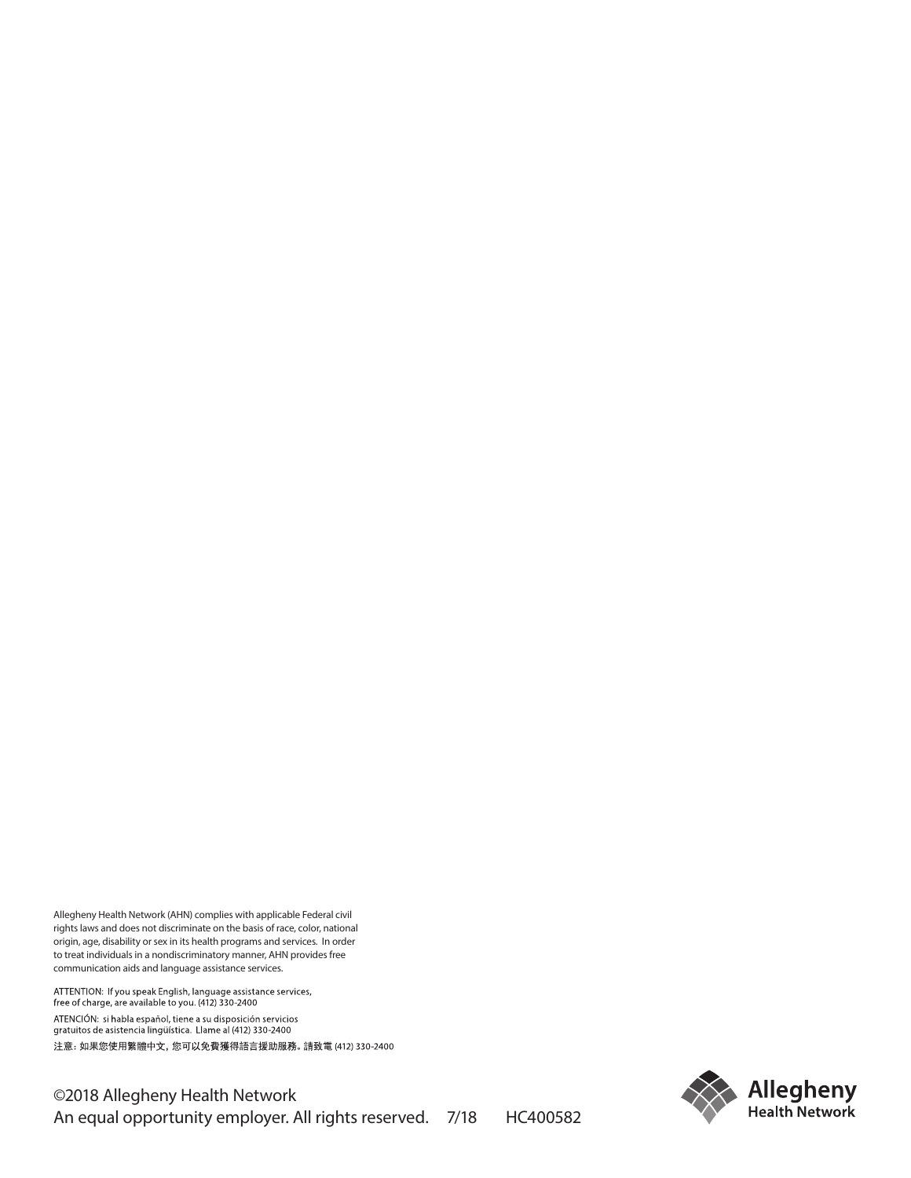Allegheny Health Network (AHN) complies with applicable Federal civil rights laws and does not discriminate on the basis of race, color, national origin, age, disability or sex in its health programs and services. In order to treat individuals in a nondiscriminatory manner, AHN provides free communication aids and language assistance services.

ATTENTION: If you speak English, language assistance services, free of charge, are available to you. (412) 330-2400

ATENCIÓN: si habla español, tiene a su disposición servicios gratuitos de asistencia lingüística. Llame al (412) 330-2400

注意：如果您使用繁體中文，您可以免費獲得語言援助服務。請致電 (412) 330-2400

©2018 Allegheny Health Network
An equal opportunity employer. All rights reserved. 7/18 HC400582

Allegheny
Health Network